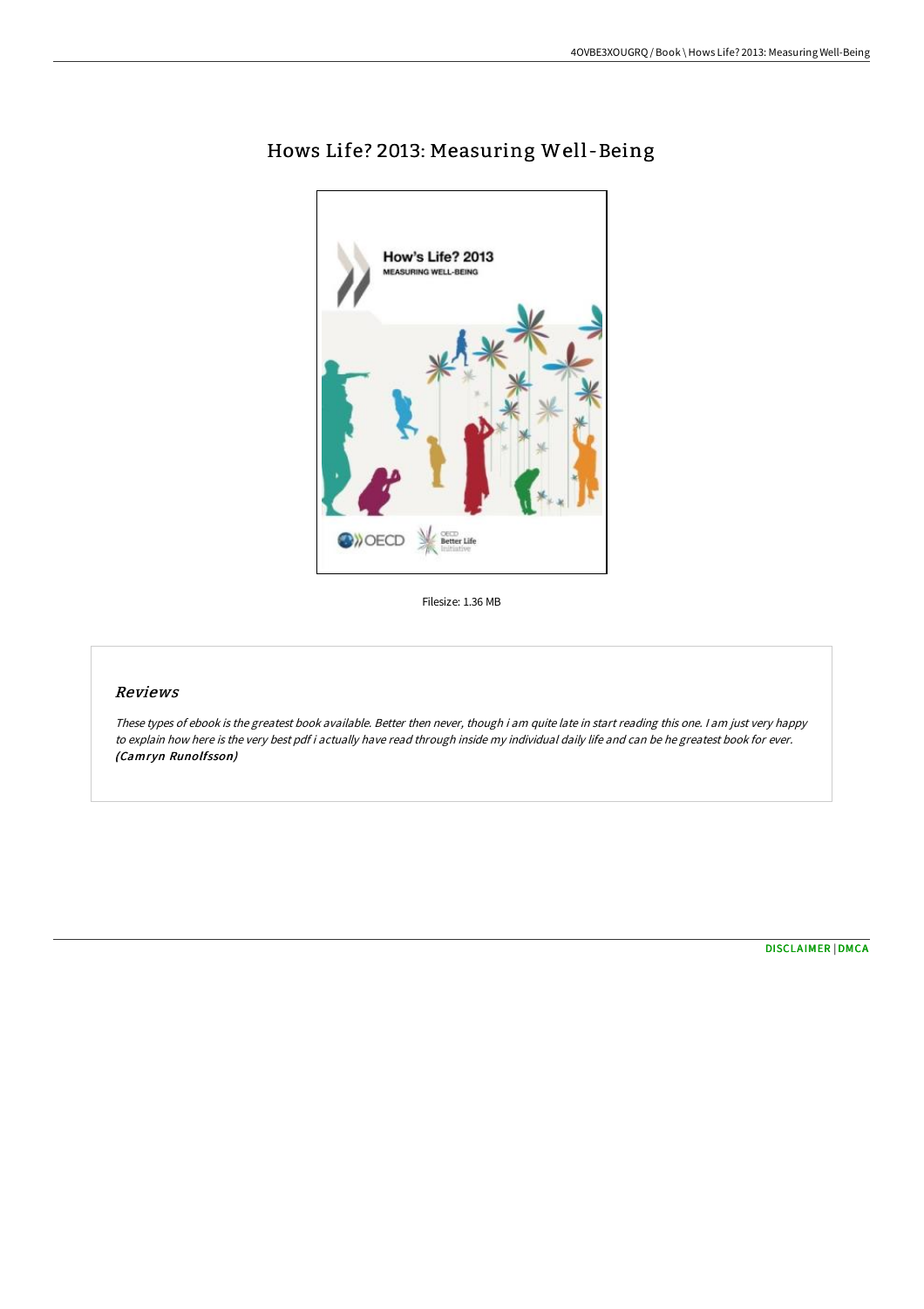# Hows Life? 2013: Measuring Well-Being

Filesize: 1.36 MB

## Reviews

*These types of ebook is the greatest book available. Better then never, though i am quite late in start reading this one. I am just very happy to explain how here is the very best pdf i actually have read through inside my individual daily life and can be he greatest book for ever.* ***(Camryn Runolfsson)***

DISCLAIMER | DMCA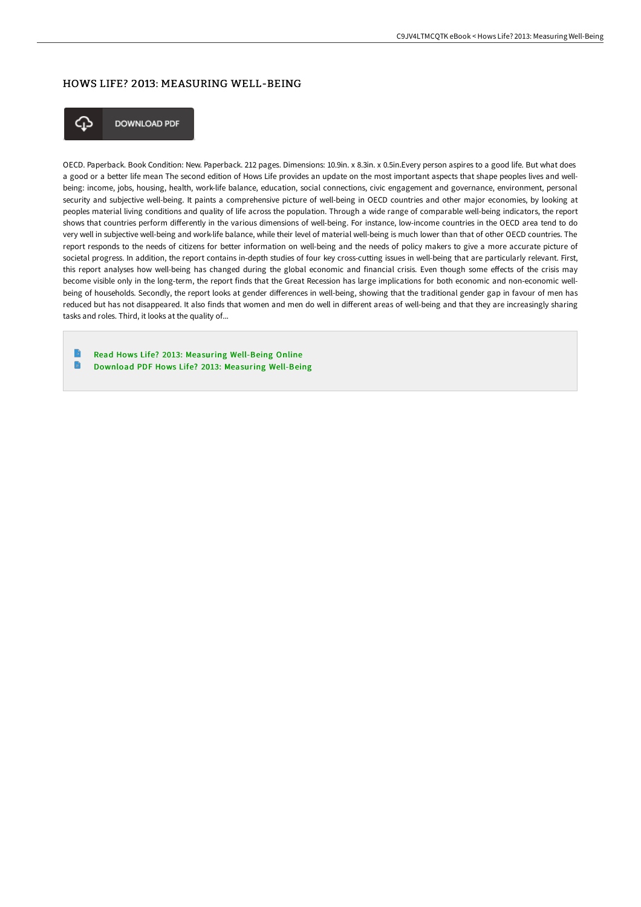# HOWS LIFE? 2013: MEASURING WELL-BEING

DOWNLOAD PDF

OECD. Paperback. Book Condition: New. Paperback. 212 pages. Dimensions: 10.9in. x 8.3in. x 0.5in.Every person aspires to a good life. But what does a good or a better life mean The second edition of Hows Life provides an update on the most important aspects that shape peoples lives and well-being: income, jobs, housing, health, work-life balance, education, social connections, civic engagement and governance, environment, personal security and subjective well-being. It paints a comprehensive picture of well-being in OECD countries and other major economies, by looking at peoples material living conditions and quality of life across the population. Through a wide range of comparable well-being indicators, the report shows that countries perform differently in the various dimensions of well-being. For instance, low-income countries in the OECD area tend to do very well in subjective well-being and work-life balance, while their level of material well-being is much lower than that of other OECD countries. The report responds to the needs of citizens for better information on well-being and the needs of policy makers to give a more accurate picture of societal progress. In addition, the report contains in-depth studies of four key cross-cutting issues in well-being that are particularly relevant. First, this report analyses how well-being has changed during the global economic and financial crisis. Even though some effects of the crisis may become visible only in the long-term, the report finds that the Great Recession has large implications for both economic and non-economic well-being of households. Secondly, the report looks at gender differences in well-being, showing that the traditional gender gap in favour of men has reduced but has not disappeared. It also finds that women and men do well in different areas of well-being and that they are increasingly sharing tasks and roles. Third, it looks at the quality of...

- Read Hows Life? 2013: Measuring Well-Being Online
- Download PDF Hows Life? 2013: Measuring Well-Being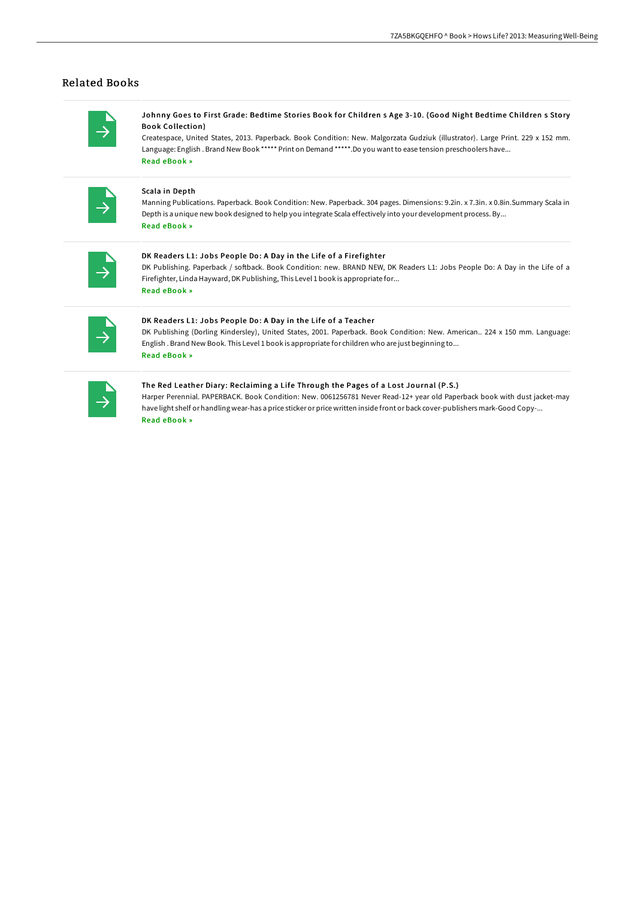## Related Books

**Johnny Goes to First Grade: Bedtime Stories Book for Children s Age 3-10. (Good Night Bedtime Children s Story Book Collection)**

Createspace, United States, 2013. Paperback. Book Condition: New. Malgorzata Gudziuk (illustrator). Large Print. 229 x 152 mm. Language: English . Brand New Book ***** Print on Demand *****.Do you want to ease tension preschoolers have...

Read eBook »

**Scala in Depth**

Manning Publications. Paperback. Book Condition: New. Paperback. 304 pages. Dimensions: 9.2in. x 7.3in. x 0.8in.Summary Scala in Depth is a unique new book designed to help you integrate Scala effectively into your development process. By...

Read eBook »

**DK Readers L1: Jobs People Do: A Day in the Life of a Firefighter**

DK Publishing. Paperback / softback. Book Condition: new. BRAND NEW, DK Readers L1: Jobs People Do: A Day in the Life of a Firefighter, Linda Hayward, DK Publishing, This Level 1 book is appropriate for...

Read eBook »

**DK Readers L1: Jobs People Do: A Day in the Life of a Teacher**

DK Publishing (Dorling Kindersley), United States, 2001. Paperback. Book Condition: New. American.. 224 x 150 mm. Language: English . Brand New Book. This Level 1 book is appropriate for children who are just beginning to...

Read eBook »

**The Red Leather Diary: Reclaiming a Life Through the Pages of a Lost Journal (P.S.)**

Harper Perennial. PAPERBACK. Book Condition: New. 0061256781 Never Read-12+ year old Paperback book with dust jacket-may have light shelf or handling wear-has a price sticker or price written inside front or back cover-publishers mark-Good Copy-...

Read eBook »